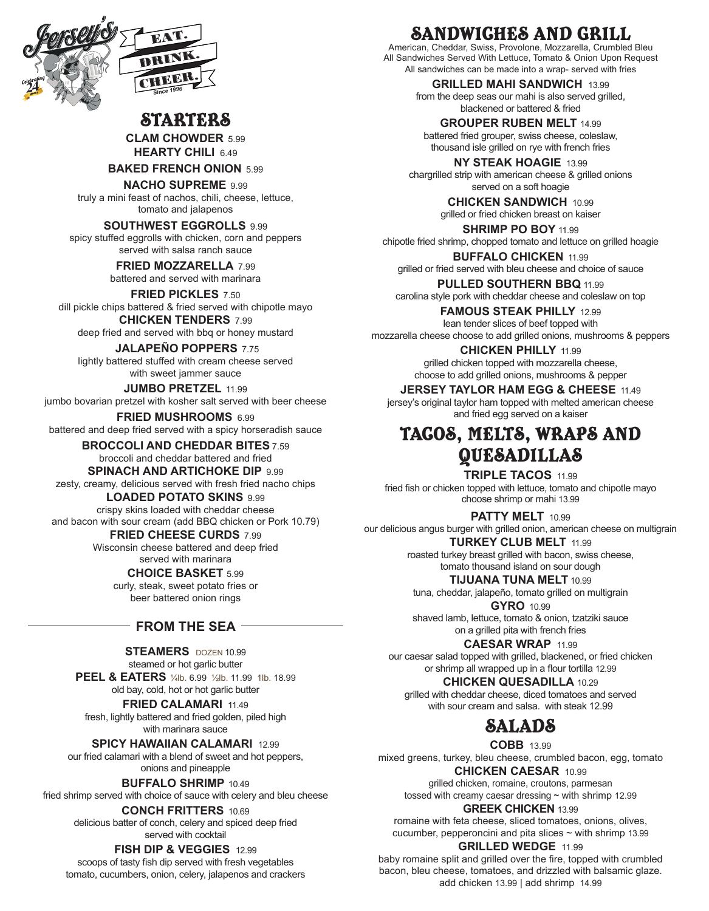Jersey's

EAT. DRINK. CHEER.

Since 1996

Celebrating 24 Years

# STARTERS

**CLAM CHOWDER** 5.99

**HEARTY CHILI** 6.49

**BAKED FRENCH ONION** 5.99

**NACHO SUPREME** 9.99
truly a mini feast of nachos, chili, cheese, lettuce, tomato and jalapenos

**SOUTHWEST EGGROLLS** 9.99
spicy stuffed eggrolls with chicken, corn and peppers served with salsa ranch sauce

**FRIED MOZZARELLA** 7.99
battered and served with marinara

**FRIED PICKLES** 7.50
dill pickle chips battered & fried served with chipotle mayo

**CHICKEN TENDERS** 7.99
deep fried and served with bbq or honey mustard

**JALAPEÑO POPPERS** 7.75
lightly battered stuffed with cream cheese served with sweet jammer sauce

**JUMBO PRETZEL** 11.99
jumbo bovarian pretzel with kosher salt served with beer cheese

**FRIED MUSHROOMS** 6.99
battered and deep fried served with a spicy horseradish sauce

**BROCCOLI AND CHEDDAR BITES** 7.59
broccoli and cheddar battered and fried

**SPINACH AND ARTICHOKE DIP** 9.99
zesty, creamy, delicious served with fresh fried nacho chips

**LOADED POTATO SKINS** 9.99
crispy skins loaded with cheddar cheese and bacon with sour cream (add BBQ chicken or Pork 10.79)

**FRIED CHEESE CURDS** 7.99
Wisconsin cheese battered and deep fried served with marinara

**CHOICE BASKET** 5.99
curly, steak, sweet potato fries or beer battered onion rings

## FROM THE SEA

**STEAMERS** DOZEN 10.99
steamed or hot garlic butter

**PEEL & EATERS** ¼lb. 6.99 ½lb. 11.99 1lb. 18.99
old bay, cold, hot or hot garlic butter

**FRIED CALAMARI** 11.49
fresh, lightly battered and fried golden, piled high with marinara sauce

**SPICY HAWAIIAN CALAMARI** 12.99
our fried calamari with a blend of sweet and hot peppers, onions and pineapple

**BUFFALO SHRIMP** 10.49
fried shrimp served with choice of sauce with celery and bleu cheese

**CONCH FRITTERS** 10.69
delicious batter of conch, celery and spiced deep fried served with cocktail

**FISH DIP & VEGGIES** 12.99
scoops of tasty fish dip served with fresh vegetables tomato, cucumbers, onion, celery, jalapenos and crackers

# SANDWICHES AND GRILL

American, Cheddar, Swiss, Provolone, Mozzarella, Crumbled Bleu
All Sandwiches Served With Lettuce, Tomato & Onion Upon Request
All sandwiches can be made into a wrap- served with fries

**GRILLED MAHI SANDWICH** 13.99
from the deep seas our mahi is also served grilled, blackened or battered & fried

**GROUPER RUBEN MELT** 14.99
battered fried grouper, swiss cheese, coleslaw, thousand isle grilled on rye with french fries

**NY STEAK HOAGIE** 13.99
chargrilled strip with american cheese & grilled onions served on a soft hoagie

**CHICKEN SANDWICH** 10.99
grilled or fried chicken breast on kaiser

**SHRIMP PO BOY** 11.99
chipotle fried shrimp, chopped tomato and lettuce on grilled hoagie

**BUFFALO CHICKEN** 11.99
grilled or fried served with bleu cheese and choice of sauce

**PULLED SOUTHERN BBQ** 11.99
carolina style pork with cheddar cheese and coleslaw on top

**FAMOUS STEAK PHILLY** 12.99
lean tender slices of beef topped with mozzarella cheese choose to add grilled onions, mushrooms & peppers

**CHICKEN PHILLY** 11.99
grilled chicken topped with mozzarella cheese, choose to add grilled onions, mushrooms & pepper

**JERSEY TAYLOR HAM EGG & CHEESE** 11.49
jersey's original taylor ham topped with melted american cheese and fried egg served on a kaiser

# TACOS, MELTS, WRAPS AND QUESADILLAS

**TRIPLE TACOS** 11.99
fried fish or chicken topped with lettuce, tomato and chipotle mayo choose shrimp or mahi 13.99

**PATTY MELT** 10.99
our delicious angus burger with grilled onion, american cheese on multigrain

**TURKEY CLUB MELT** 11.99
roasted turkey breast grilled with bacon, swiss cheese, tomato thousand island on sour dough

**TIJUANA TUNA MELT** 10.99
tuna, cheddar, jalapeño, tomato grilled on multigrain

**GYRO** 10.99
shaved lamb, lettuce, tomato & onion, tzatziki sauce on a grilled pita with french fries

**CAESAR WRAP** 11.99
our caesar salad topped with grilled, blackened, or fried chicken or shrimp all wrapped up in a flour tortilla 12.99

**CHICKEN QUESADILLA** 10.29
grilled with cheddar cheese, diced tomatoes and served with sour cream and salsa. with steak 12.99

# SALADS

**COBB** 13.99
mixed greens, turkey, bleu cheese, crumbled bacon, egg, tomato

**CHICKEN CAESAR** 10.99
grilled chicken, romaine, croutons, parmesan tossed with creamy caesar dressing ~ with shrimp 12.99

**GREEK CHICKEN** 13.99
romaine with feta cheese, sliced tomatoes, onions, olives, cucumber, pepperoncini and pita slices ~ with shrimp 13.99

**GRILLED WEDGE** 11.99
baby romaine split and grilled over the fire, topped with crumbled bacon, bleu cheese, tomatoes, and drizzled with balsamic glaze. add chicken 13.99 | add shrimp 14.99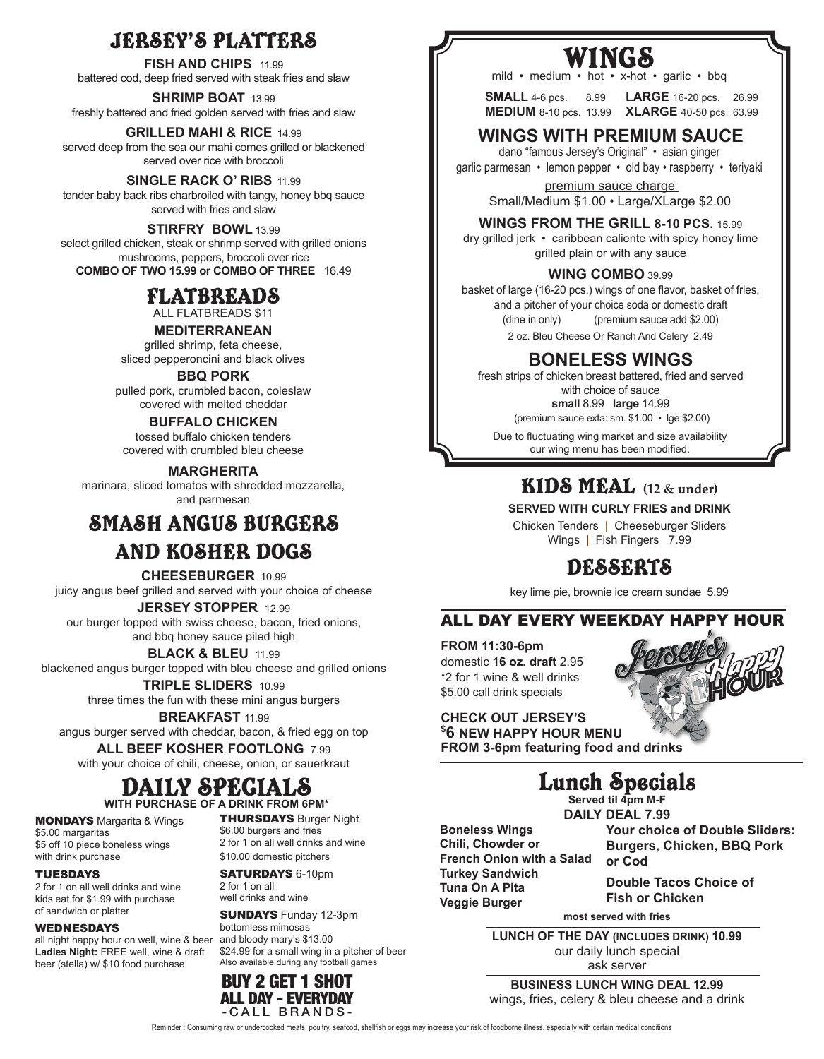# JERSEY'S PLATTERS

**FISH AND CHIPS** 11.99
battered cod, deep fried served with steak fries and slaw

**SHRIMP BOAT** 13.99
freshly battered and fried golden served with fries and slaw

**GRILLED MAHI & RICE** 14.99
served deep from the sea our mahi comes grilled or blackened served over rice with broccoli

**SINGLE RACK O' RIBS** 11.99
tender baby back ribs charbroiled with tangy, honey bbq sauce served with fries and slaw

**STIRFRY BOWL** 13.99
select grilled chicken, steak or shrimp served with grilled onions mushrooms, peppers, broccoli over rice
**COMBO OF TWO 15.99 or COMBO OF THREE** 16.49

# FLATBREADS

ALL FLATBREADS $11

**MEDITERRANEAN**
grilled shrimp, feta cheese, sliced pepperoncini and black olives

**BBQ PORK**
pulled pork, crumbled bacon, coleslaw covered with melted cheddar

**BUFFALO CHICKEN**
tossed buffalo chicken tenders covered with crumbled bleu cheese

**MARGHERITA**
marinara, sliced tomatos with shredded mozzarella, and parmesan

# SMASH ANGUS BURGERS AND KOSHER DOGS

**CHEESEBURGER** 10.99
juicy angus beef grilled and served with your choice of cheese

**JERSEY STOPPER** 12.99
our burger topped with swiss cheese, bacon, fried onions, and bbq honey sauce piled high

**BLACK & BLEU** 11.99
blackened angus burger topped with bleu cheese and grilled onions

**TRIPLE SLIDERS** 10.99
three times the fun with these mini angus burgers

**BREAKFAST** 11.99
angus burger served with cheddar, bacon, & fried egg on top

**ALL BEEF KOSHER FOOTLONG** 7.99
with your choice of chili, cheese, onion, or sauerkraut

# DAILY SPECIALS

**WITH PURCHASE OF A DRINK FROM 6PM***

**MONDAYS** Margarita & Wings
$5.00 margaritas
$5 off 10 piece boneless wings with drink purchase

**TUESDAYS**
2 for 1 on all well drinks and wine
kids eat for $1.99 with purchase of sandwich or platter

**WEDNESDAYS**
all night happy hour on well, wine & beer
**Ladies Night:** FREE well, wine & draft beer ~~(stella)~~ w/ $10 food purchase

**THURSDAYS** Burger Night
$6.00 burgers and fries
2 for 1 on all well drinks and wine
$10.00 domestic pitchers

**SATURDAYS** 6-10pm
2 for 1 on all well drinks and wine

**SUNDAYS** Funday 12-3pm
bottomless mimosas and bloody mary's $13.00
$24.99 for a small wing in a pitcher of beer
Also available during any football games

**BUY 2 GET 1 SHOT ALL DAY - EVERYDAY**
-CALL BRANDS-

# WINGS

mild • medium • hot • x-hot • garlic • bbq

**SMALL** 4-6 pcs. 8.99 **LARGE** 16-20 pcs. 26.99
**MEDIUM** 8-10 pcs. 13.99 **XLARGE** 40-50 pcs. 63.99

## WINGS WITH PREMIUM SAUCE

dano "famous Jersey's Original" • asian ginger
garlic parmesan • lemon pepper • old bay • raspberry • teriyaki

premium sauce charge
Small/Medium $1.00 • Large/XLarge $2.00

**WINGS FROM THE GRILL 8-10 PCS.** 15.99
dry grilled jerk • caribbean caliente with spicy honey lime
grilled plain or with any sauce

**WING COMBO** 39.99
basket of large (16-20 pcs.) wings of one flavor, basket of fries, and a pitcher of your choice soda or domestic draft
(dine in only) (premium sauce add $2.00)
2 oz. Bleu Cheese Or Ranch And Celery 2.49

## BONELESS WINGS

fresh strips of chicken breast battered, fried and served with choice of sauce
**small** 8.99 **large** 14.99
(premium sauce exta: sm. $1.00 • lge $2.00)

Due to fluctuating wing market and size availability our wing menu has been modified.

# KIDS MEAL (12 & under)

**SERVED WITH CURLY FRIES and DRINK**
Chicken Tenders | Cheeseburger Sliders
Wings | Fish Fingers 7.99

# DESSERTS

key lime pie, brownie ice cream sundae 5.99

## ALL DAY EVERY WEEKDAY HAPPY HOUR

**FROM 11:30-6pm**
domestic **16 oz. draft** 2.95
*2 for 1 wine & well drinks
$5.00 call drink specials

Jersey's Happy Hour

**CHECK OUT JERSEY'S $6 NEW HAPPY HOUR MENU FROM 3-6pm featuring food and drinks**

# Lunch Specials

**Served til 4pm M-F**
**DAILY DEAL 7.99**

**Boneless Wings**
**Chili, Chowder or French Onion with a Salad**
**Turkey Sandwich**
**Tuna On A Pita**
**Veggie Burger**

**Your choice of Double Sliders: Burgers, Chicken, BBQ Pork or Cod**

**Double Tacos Choice of Fish or Chicken**

**most served with fries**

**LUNCH OF THE DAY (INCLUDES DRINK) 10.99**
our daily lunch special
ask server

**BUSINESS LUNCH WING DEAL 12.99**
wings, fries, celery & bleu cheese and a drink

Reminder : Consuming raw or undercooked meats, poultry, seafood, shellfish or eggs may increase your risk of foodborne illness, especially with certain medical conditions